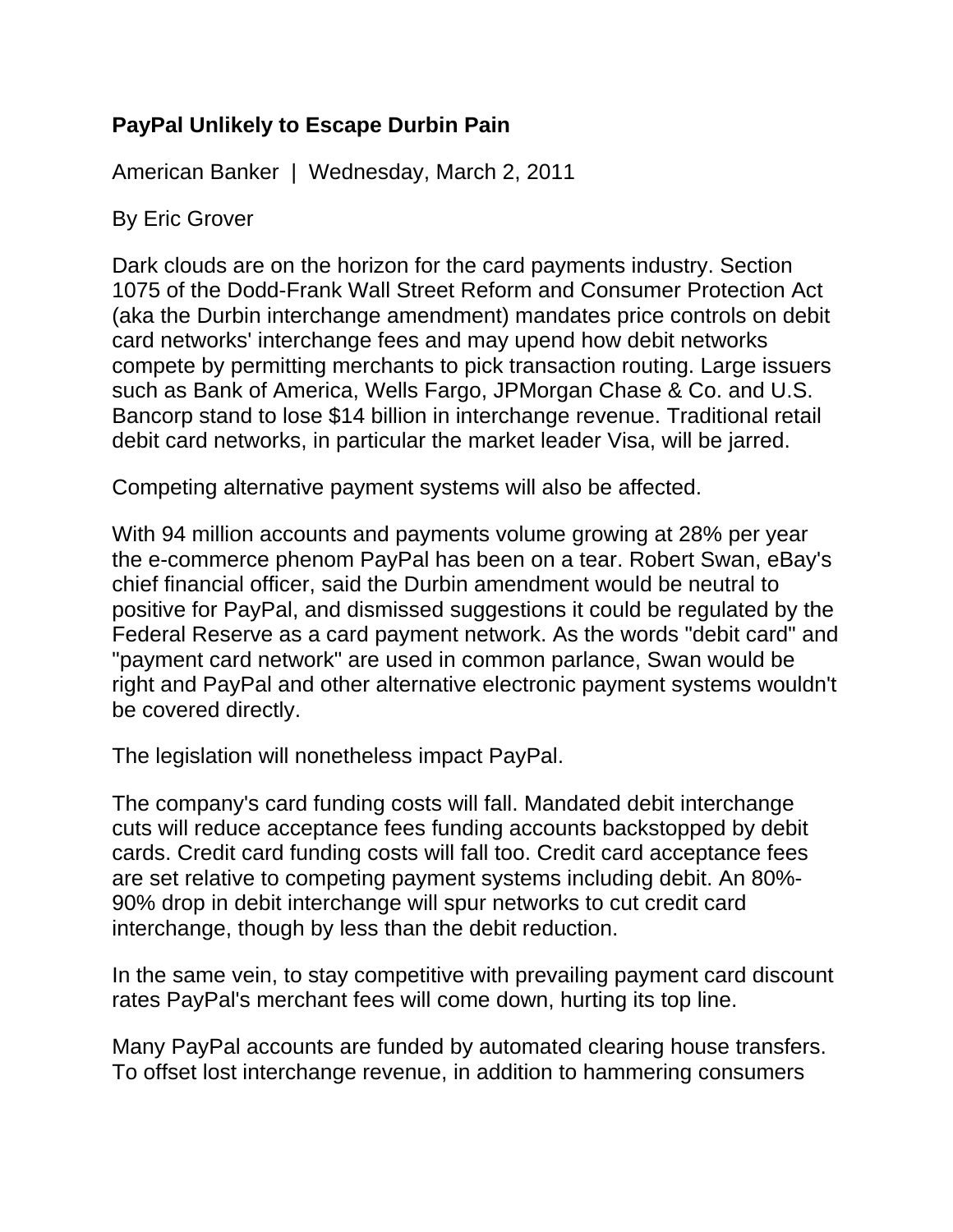**PayPal Unlikely to Escape Durbin Pain**

American Banker | Wednesday, March 2, 2011

By Eric Grover

Dark clouds are on the horizon for the card payments industry. Section 1075 of the Dodd-Frank Wall Street Reform and Consumer Protection Act (aka the Durbin interchange amendment) mandates price controls on debit card networks' interchange fees and may upend how debit networks compete by permitting merchants to pick transaction routing. Large issuers such as Bank of America, Wells Fargo, JPMorgan Chase & Co. and U.S. Bancorp stand to lose $14 billion in interchange revenue. Traditional retail debit card networks, in particular the market leader Visa, will be jarred.

Competing alternative payment systems will also be affected.

With 94 million accounts and payments volume growing at 28% per year the e-commerce phenom PayPal has been on a tear. Robert Swan, eBay's chief financial officer, said the Durbin amendment would be neutral to positive for PayPal, and dismissed suggestions it could be regulated by the Federal Reserve as a card payment network. As the words "debit card" and "payment card network" are used in common parlance, Swan would be right and PayPal and other alternative electronic payment systems wouldn't be covered directly.

The legislation will nonetheless impact PayPal.

The company's card funding costs will fall. Mandated debit interchange cuts will reduce acceptance fees funding accounts backstopped by debit cards. Credit card funding costs will fall too. Credit card acceptance fees are set relative to competing payment systems including debit. An 80%-90% drop in debit interchange will spur networks to cut credit card interchange, though by less than the debit reduction.

In the same vein, to stay competitive with prevailing payment card discount rates PayPal's merchant fees will come down, hurting its top line.

Many PayPal accounts are funded by automated clearing house transfers. To offset lost interchange revenue, in addition to hammering consumers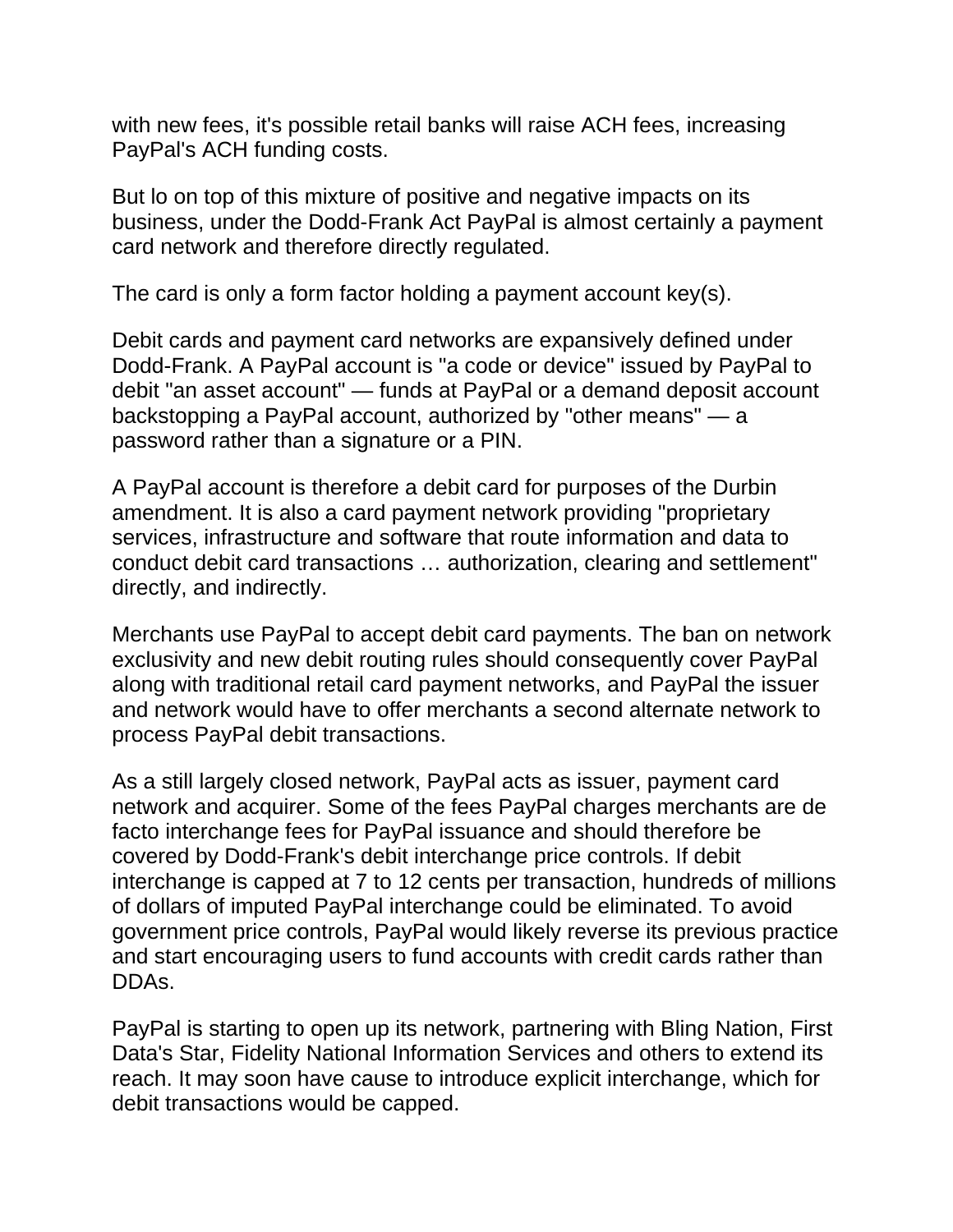with new fees, it's possible retail banks will raise ACH fees, increasing PayPal's ACH funding costs.

But lo on top of this mixture of positive and negative impacts on its business, under the Dodd-Frank Act PayPal is almost certainly a payment card network and therefore directly regulated.

The card is only a form factor holding a payment account key(s).

Debit cards and payment card networks are expansively defined under Dodd-Frank. A PayPal account is "a code or device" issued by PayPal to debit "an asset account" — funds at PayPal or a demand deposit account backstopping a PayPal account, authorized by "other means" — a password rather than a signature or a PIN.

A PayPal account is therefore a debit card for purposes of the Durbin amendment. It is also a card payment network providing "proprietary services, infrastructure and software that route information and data to conduct debit card transactions … authorization, clearing and settlement" directly, and indirectly.

Merchants use PayPal to accept debit card payments. The ban on network exclusivity and new debit routing rules should consequently cover PayPal along with traditional retail card payment networks, and PayPal the issuer and network would have to offer merchants a second alternate network to process PayPal debit transactions.

As a still largely closed network, PayPal acts as issuer, payment card network and acquirer. Some of the fees PayPal charges merchants are de facto interchange fees for PayPal issuance and should therefore be covered by Dodd-Frank's debit interchange price controls. If debit interchange is capped at 7 to 12 cents per transaction, hundreds of millions of dollars of imputed PayPal interchange could be eliminated. To avoid government price controls, PayPal would likely reverse its previous practice and start encouraging users to fund accounts with credit cards rather than DDAs.

PayPal is starting to open up its network, partnering with Bling Nation, First Data's Star, Fidelity National Information Services and others to extend its reach. It may soon have cause to introduce explicit interchange, which for debit transactions would be capped.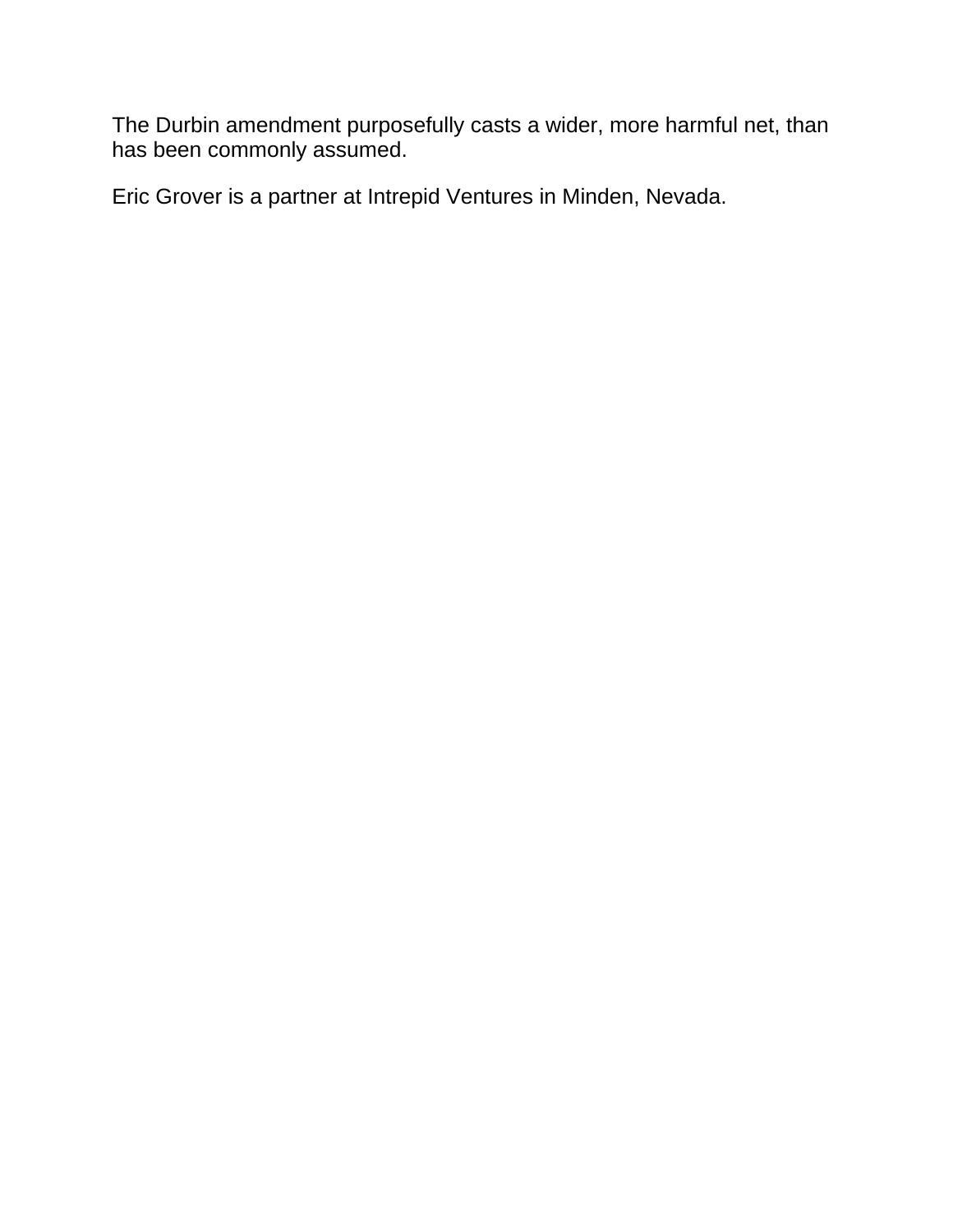The Durbin amendment purposefully casts a wider, more harmful net, than has been commonly assumed.

Eric Grover is a partner at Intrepid Ventures in Minden, Nevada.